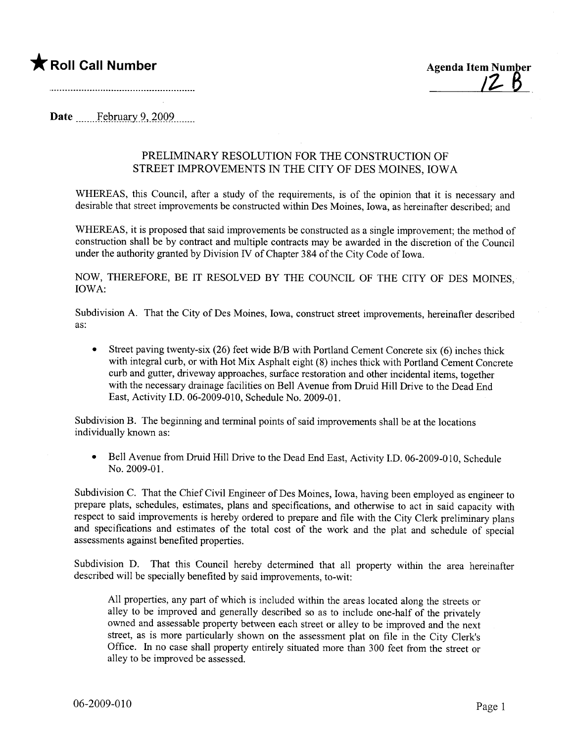★ **Roll Call Number**

.........................................................

**Agenda Item Number**
12 B

**Date** February 9, 2009

PRELIMINARY RESOLUTION FOR THE CONSTRUCTION OF
STREET IMPROVEMENTS IN THE CITY OF DES MOINES, IOWA

WHEREAS, this Council, after a study of the requirements, is of the opinion that it is necessary and desirable that street improvements be constructed within Des Moines, Iowa, as hereinafter described; and

WHEREAS, it is proposed that said improvements be constructed as a single improvement; the method of construction shall be by contract and multiple contracts may be awarded in the discretion of the Council under the authority granted by Division IV of Chapter 384 of the City Code of Iowa.

NOW, THEREFORE, BE IT RESOLVED BY THE COUNCIL OF THE CITY OF DES MOINES, IOWA:

Subdivision A. That the City of Des Moines, Iowa, construct street improvements, hereinafter described as:

- Street paving twenty-six (26) feet wide B/B with Portland Cement Concrete six (6) inches thick with integral curb, or with Hot Mix Asphalt eight (8) inches thick with Portland Cement Concrete curb and gutter, driveway approaches, surface restoration and other incidental items, together with the necessary drainage facilities on Bell Avenue from Druid Hill Drive to the Dead End East, Activity I.D. 06-2009-010, Schedule No. 2009-01.

Subdivision B. The beginning and terminal points of said improvements shall be at the locations individually known as:

- Bell Avenue from Druid Hill Drive to the Dead End East, Activity I.D. 06-2009-010, Schedule No. 2009-01.

Subdivision C. That the Chief Civil Engineer of Des Moines, Iowa, having been employed as engineer to prepare plats, schedules, estimates, plans and specifications, and otherwise to act in said capacity with respect to said improvements is hereby ordered to prepare and file with the City Clerk preliminary plans and specifications and estimates of the total cost of the work and the plat and schedule of special assessments against benefited properties.

Subdivision D. That this Council hereby determined that all property within the area hereinafter described will be specially benefited by said improvements, to-wit:

> All properties, any part of which is included within the areas located along the streets or alley to be improved and generally described so as to include one-half of the privately owned and assessable property between each street or alley to be improved and the next street, as is more particularly shown on the assessment plat on file in the City Clerk's Office. In no case shall property entirely situated more than 300 feet from the street or alley to be improved be assessed.

06-2009-010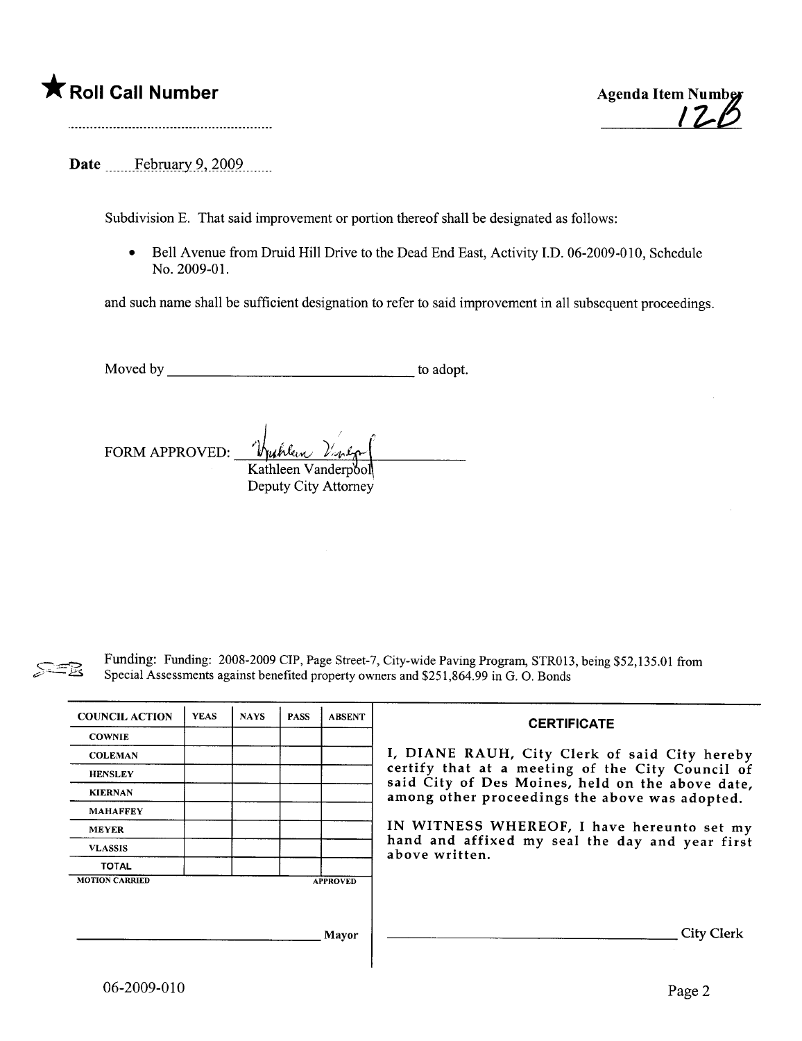★ **Roll Call Number**

**Agenda Item Number**
12B

**Date** February 9, 2009

Subdivision E. That said improvement or portion thereof shall be designated as follows:

- Bell Avenue from Druid Hill Drive to the Dead End East, Activity I.D. 06-2009-010, Schedule No. 2009-01.

and such name shall be sufficient designation to refer to said improvement in all subsequent proceedings.

Moved by ______________________________ to adopt.

FORM APPROVED: Kathleen Vanderpool
Kathleen Vanderpool
Deputy City Attorney

Funding: Funding: 2008-2009 CIP, Page Street-7, City-wide Paving Program, STR013, being $52,135.01 from Special Assessments against benefited property owners and $251,864.99 in G. O. Bonds

| COUNCIL ACTION | YEAS | NAYS | PASS | ABSENT |
|---|---|---|---|---|
| COWNIE | | | | |
| COLEMAN | | | | |
| HENSLEY | | | | |
| KIERNAN | | | | |
| MAHAFFEY | | | | |
| MEYER | | | | |
| VLASSIS | | | | |
| TOTAL | | | | |

MOTION CARRIED APPROVED

______________________________ Mayor

**CERTIFICATE**

I, DIANE RAUH, City Clerk of said City hereby certify that at a meeting of the City Council of said City of Des Moines, held on the above date, among other proceedings the above was adopted.

IN WITNESS WHEREOF, I have hereunto set my hand and affixed my seal the day and year first above written.

______________________________ City Clerk

06-2009-010